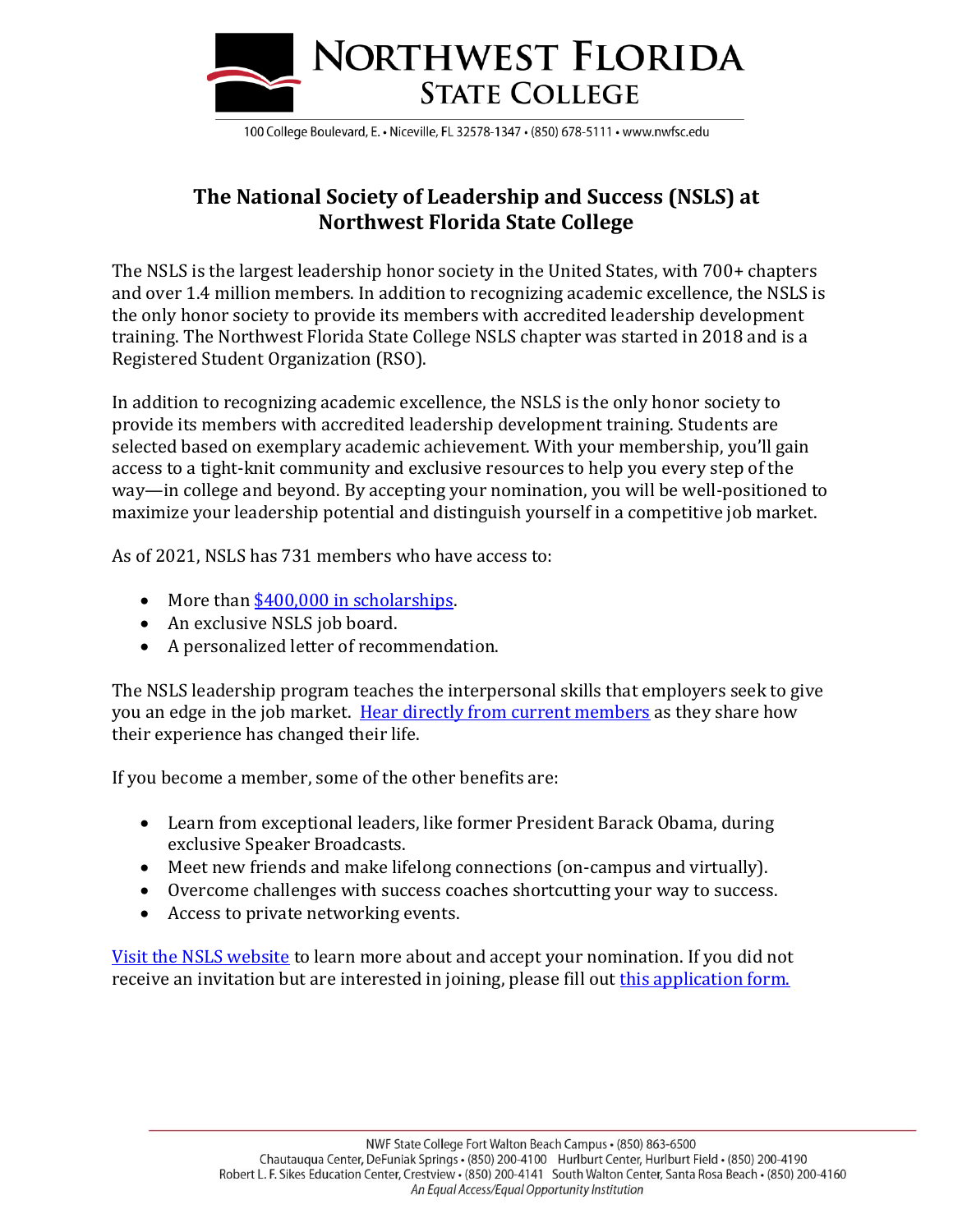# The National Society of Leadership and Success (NSLS) at Northwest Florida State College

The NSLS is the largest leadership honor society in the United States, with 700+ chapters and over 1.4 million members. In addition to recognizing academic excellence, the NSLS is the only honor society to provide its members with accredited leadership development training. The Northwest Florida State College NSLS chapter was started in 2018 and is a Registered Student Organization (RSO).

In addition to recognizing academic excellence, the NSLS is the only honor society to provide its members with accredited leadership development training. Students are selected based on exemplary academic achievement. With your membership, you'll gain access to a tight-knit community and exclusive resources to help you every step of the way—in college and beyond. By accepting your nomination, you will be well-positioned to maximize your leadership potential and distinguish yourself in a competitive job market.

As of 2021, NSLS has 731 members who have access to:

- More than $400,000 in scholarships.
- An exclusive NSLS job board.
- A personalized letter of recommendation.

The NSLS leadership program teaches the interpersonal skills that employers seek to give you an edge in the job market. Hear directly from current members as they share how their experience has changed their life.

If you become a member, some of the other benefits are:

- Learn from exceptional leaders, like former President Barack Obama, during exclusive Speaker Broadcasts.
- Meet new friends and make lifelong connections (on-campus and virtually).
- Overcome challenges with success coaches shortcutting your way to success.
- Access to private networking events.

Visit the NSLS website to learn more about and accept your nomination. If you did not receive an invitation but are interested in joining, please fill out this application form.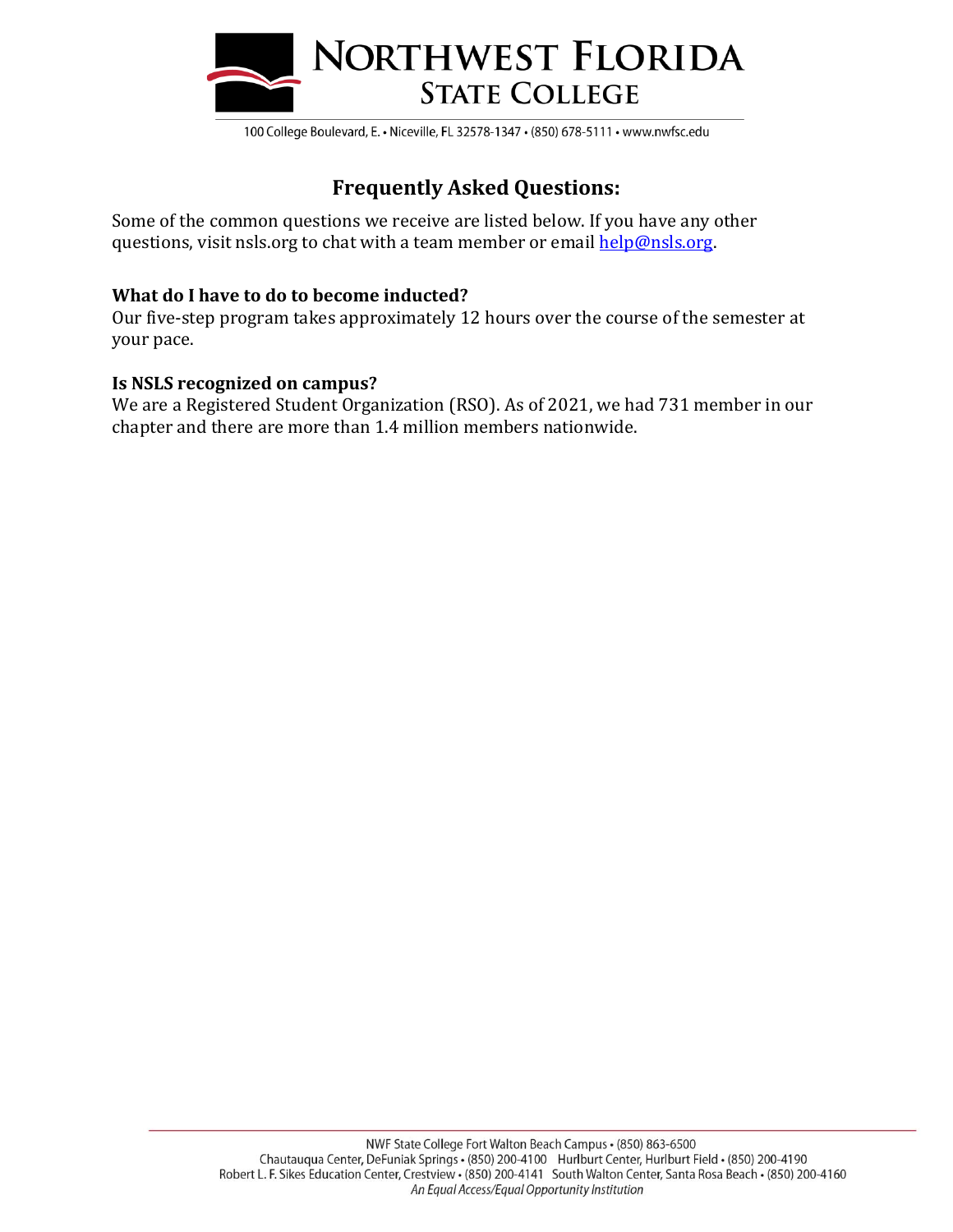## Frequently Asked Questions:

Some of the common questions we receive are listed below. If you have any other questions, visit nsls.org to chat with a team member or email help@nsls.org.

**What do I have to do to become inducted?**
Our five-step program takes approximately 12 hours over the course of the semester at your pace.

**Is NSLS recognized on campus?**
We are a Registered Student Organization (RSO). As of 2021, we had 731 member in our chapter and there are more than 1.4 million members nationwide.